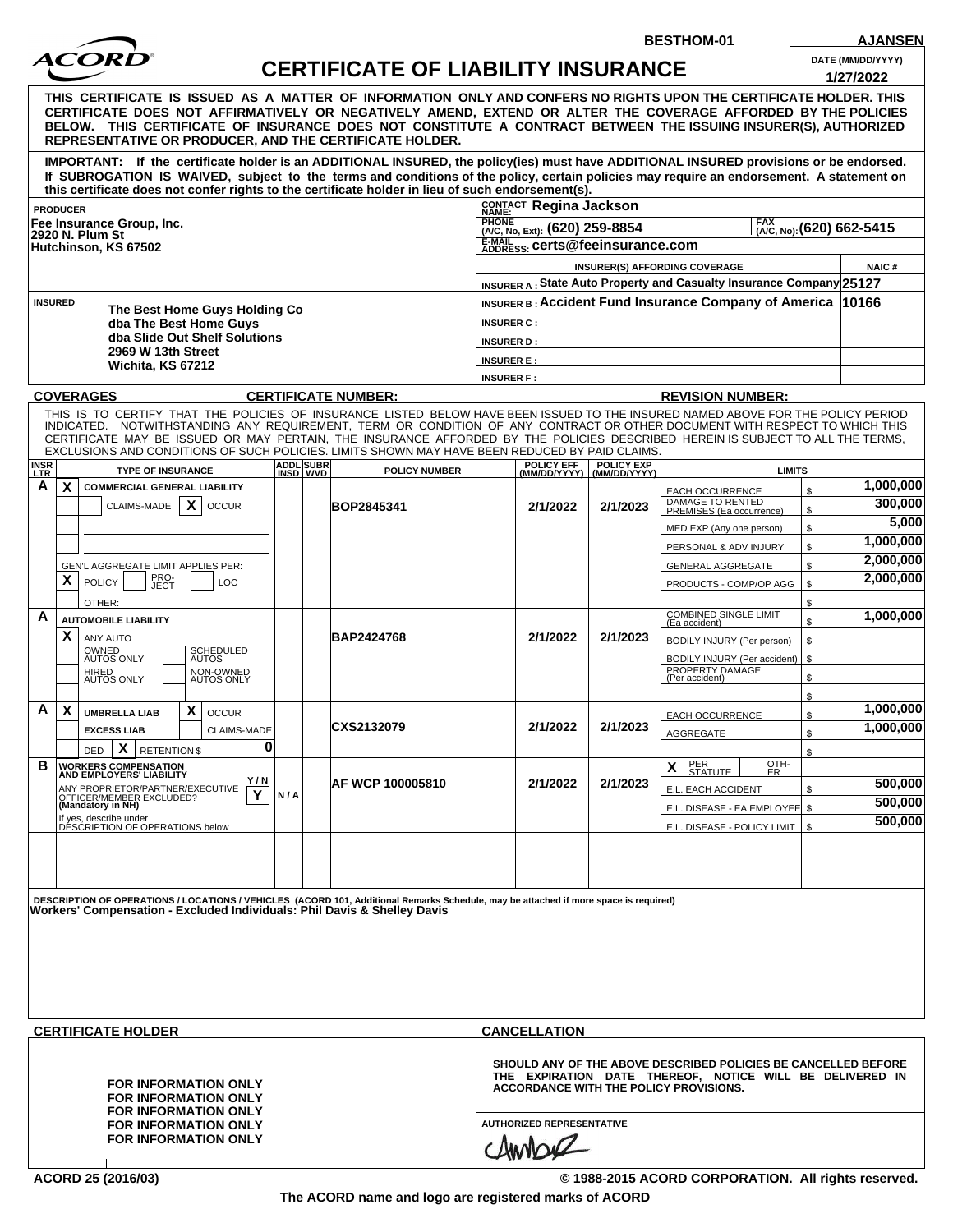BESTHOM-01 AJANSEN

ACORD

# CERTIFICATE OF LIABILITY INSURANCE

DATE (MM/DD/YYYY): 1/27/2022

**THIS CERTIFICATE IS ISSUED AS A MATTER OF INFORMATION ONLY AND CONFERS NO RIGHTS UPON THE CERTIFICATE HOLDER. THIS CERTIFICATE DOES NOT AFFIRMATIVELY OR NEGATIVELY AMEND, EXTEND OR ALTER THE COVERAGE AFFORDED BY THE POLICIES BELOW. THIS CERTIFICATE OF INSURANCE DOES NOT CONSTITUTE A CONTRACT BETWEEN THE ISSUING INSURER(S), AUTHORIZED REPRESENTATIVE OR PRODUCER, AND THE CERTIFICATE HOLDER.**

**IMPORTANT: If the certificate holder is an ADDITIONAL INSURED, the policy(ies) must have ADDITIONAL INSURED provisions or be endorsed. If SUBROGATION IS WAIVED, subject to the terms and conditions of the policy, certain policies may require an endorsement. A statement on this certificate does not confer rights to the certificate holder in lieu of such endorsement(s).**

**PRODUCER**
Fee Insurance Group, Inc.
2920 N. Plum St
Hutchinson, KS 67502

CONTACT NAME: Regina Jackson
PHONE (A/C, No, Ext): (620) 259-8854
FAX (A/C, No): (620) 662-5415
E-MAIL ADDRESS: certs@feeinsurance.com

| INSURER(S) AFFORDING COVERAGE | NAIC # |
|---|---|
| INSURER A : State Auto Property and Casualty Insurance Company | 25127 |
| INSURER B : Accident Fund Insurance Company of America | 10166 |
| INSURER C : | |
| INSURER D : | |
| INSURER E : | |
| INSURER F : | |

**INSURED**
The Best Home Guys Holding Co
dba The Best Home Guys
dba Slide Out Shelf Solutions
2969 W 13th Street
Wichita, KS 67212

**COVERAGES** CERTIFICATE NUMBER: REVISION NUMBER:

THIS IS TO CERTIFY THAT THE POLICIES OF INSURANCE LISTED BELOW HAVE BEEN ISSUED TO THE INSURED NAMED ABOVE FOR THE POLICY PERIOD INDICATED. NOTWITHSTANDING ANY REQUIREMENT, TERM OR CONDITION OF ANY CONTRACT OR OTHER DOCUMENT WITH RESPECT TO WHICH THIS CERTIFICATE MAY BE ISSUED OR MAY PERTAIN, THE INSURANCE AFFORDED BY THE POLICIES DESCRIBED HEREIN IS SUBJECT TO ALL THE TERMS, EXCLUSIONS AND CONDITIONS OF SUCH POLICIES. LIMITS SHOWN MAY HAVE BEEN REDUCED BY PAID CLAIMS.

| INSR LTR | TYPE OF INSURANCE | ADDL INSD | SUBR WVD | POLICY NUMBER | POLICY EFF (MM/DD/YYYY) | POLICY EXP (MM/DD/YYYY) | LIMITS | |
|---|---|---|---|---|---|---|---|---|
| A | X COMMERCIAL GENERAL LIABILITY; CLAIMS-MADE / X OCCUR; GEN'L AGGREGATE LIMIT APPLIES PER: X POLICY / PRO-JECT / LOC; OTHER: | | | BOP2845341 | 2/1/2022 | 2/1/2023 | EACH OCCURRENCE | $ 1,000,000 |
| | | | | | | | DAMAGE TO RENTED PREMISES (Ea occurrence) | $ 300,000 |
| | | | | | | | MED EXP (Any one person) | $ 5,000 |
| | | | | | | | PERSONAL & ADV INJURY | $ 1,000,000 |
| | | | | | | | GENERAL AGGREGATE | $ 2,000,000 |
| | | | | | | | PRODUCTS - COMP/OP AGG | $ 2,000,000 |
| A | AUTOMOBILE LIABILITY; X ANY AUTO; OWNED AUTOS ONLY; SCHEDULED AUTOS; HIRED AUTOS ONLY; NON-OWNED AUTOS ONLY | | | BAP2424768 | 2/1/2022 | 2/1/2023 | COMBINED SINGLE LIMIT (Ea accident) | $ 1,000,000 |
| | | | | | | | BODILY INJURY (Per person) | $ |
| | | | | | | | BODILY INJURY (Per accident) | $ |
| | | | | | | | PROPERTY DAMAGE (Per accident) | $ |
| A | X UMBRELLA LIAB / X OCCUR; EXCESS LIAB / CLAIMS-MADE; DED / X RETENTION $ 0 | | | CXS2132079 | 2/1/2022 | 2/1/2023 | EACH OCCURRENCE | $ 1,000,000 |
| | | | | | | | AGGREGATE | $ 1,000,000 |
| B | WORKERS COMPENSATION AND EMPLOYERS' LIABILITY; ANY PROPRIETOR/PARTNER/EXECUTIVE OFFICER/MEMBER EXCLUDED? (Mandatory in NH) Y/N: Y; If yes, describe under DESCRIPTION OF OPERATIONS below | N/A | | AF WCP 100005810 | 2/1/2022 | 2/1/2023 | X PER STATUTE / OTH-ER | |
| | | | | | | | E.L. EACH ACCIDENT | $ 500,000 |
| | | | | | | | E.L. DISEASE - EA EMPLOYEE | $ 500,000 |
| | | | | | | | E.L. DISEASE - POLICY LIMIT | $ 500,000 |

DESCRIPTION OF OPERATIONS / LOCATIONS / VEHICLES (ACORD 101, Additional Remarks Schedule, may be attached if more space is required)
**Workers' Compensation - Excluded Individuals: Phil Davis & Shelley Davis**

**CERTIFICATE HOLDER**

FOR INFORMATION ONLY
FOR INFORMATION ONLY
FOR INFORMATION ONLY
FOR INFORMATION ONLY
FOR INFORMATION ONLY

**CANCELLATION**

SHOULD ANY OF THE ABOVE DESCRIBED POLICIES BE CANCELLED BEFORE THE EXPIRATION DATE THEREOF, NOTICE WILL BE DELIVERED IN ACCORDANCE WITH THE POLICY PROVISIONS.

AUTHORIZED REPRESENTATIVE

ACORD 25 (2016/03) © 1988-2015 ACORD CORPORATION. All rights reserved.

The ACORD name and logo are registered marks of ACORD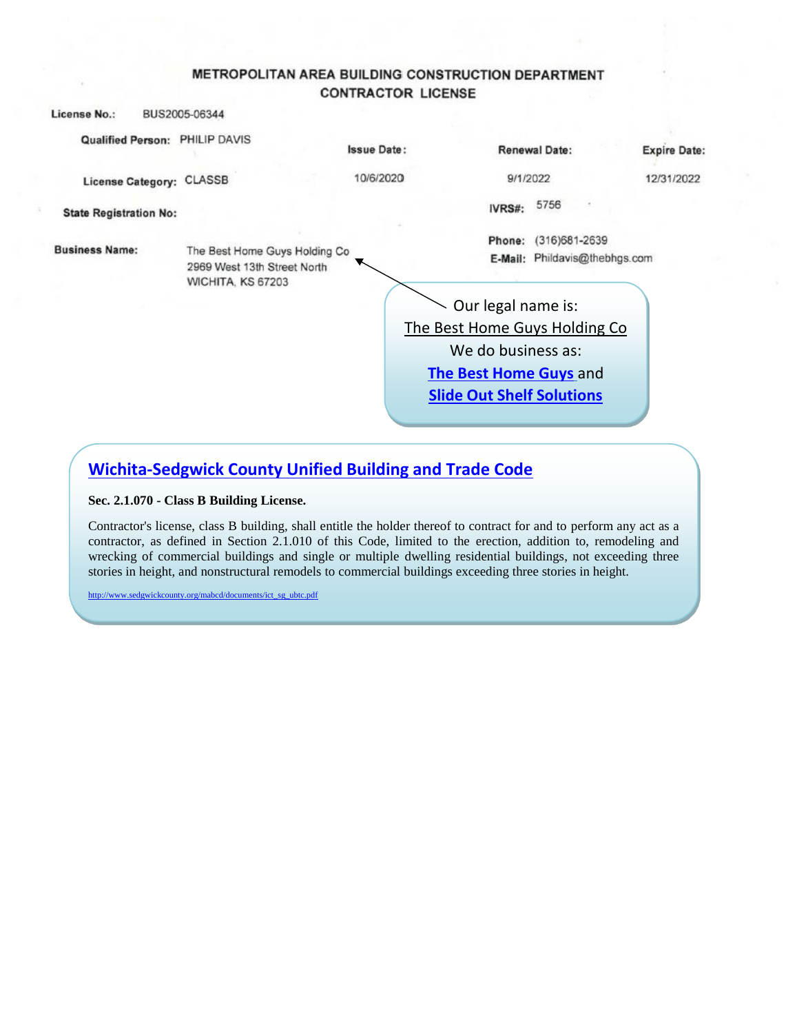# METROPOLITAN AREA BUILDING CONSTRUCTION DEPARTMENT
## CONTRACTOR LICENSE

**License No.:** BUS2005-06344

**Qualified Person:** PHILIP DAVIS

**License Category:** CLASSB

| **Issue Date:** | **Renewal Date:** | **Expire Date:** |
| --- | --- | --- |
| 10/6/2020 | 9/1/2022 | 12/31/2022 |

**State Registration No:**

**IVRS#:** 5756

**Business Name:** The Best Home Guys Holding Co
2969 West 13th Street North
WICHITA, KS 67203

**Phone:** (316)681-2639
**E-Mail:** Phildavis@thebhgs.com

Our legal name is:
The Best Home Guys Holding Co
We do business as:
[The Best Home Guys](#) and
[Slide Out Shelf Solutions](#)

### [Wichita-Sedgwick County Unified Building and Trade Code](#)

**Sec. 2.1.070 - Class B Building License.**

Contractor's license, class B building, shall entitle the holder thereof to contract for and to perform any act as a contractor, as defined in Section 2.1.010 of this Code, limited to the erection, addition to, remodeling and wrecking of commercial buildings and single or multiple dwelling residential buildings, not exceeding three stories in height, and nonstructural remodels to commercial buildings exceeding three stories in height.

http://www.sedgwickcounty.org/mabcd/documents/ict_sg_ubtc.pdf